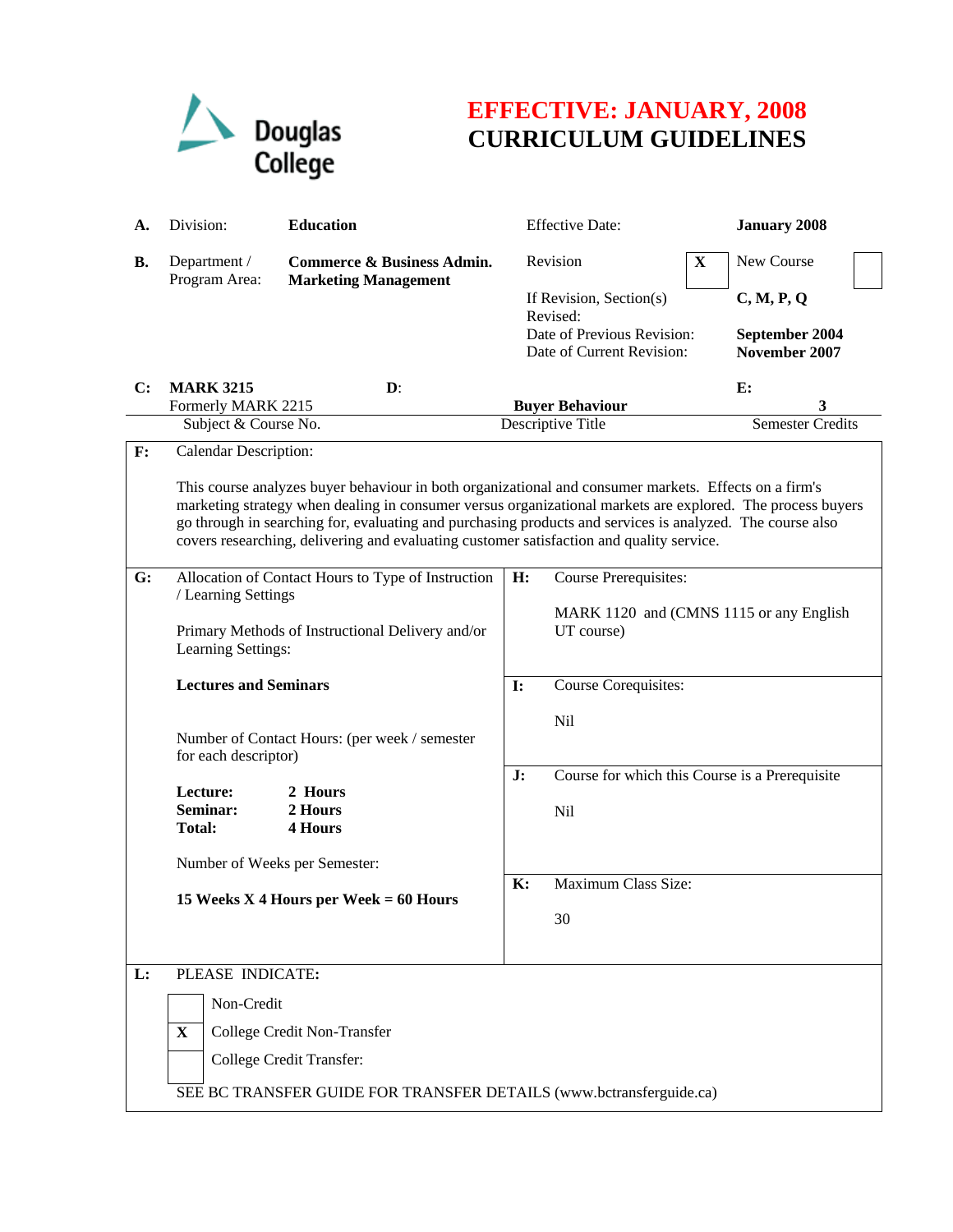Douglas College

# EFFECTIVE: JANUARY, 2008
# CURRICULUM GUIDELINES

| | | | | |
|---|---|---|---|---|
| **A.** Division: | **Education** | Effective Date: | | **January 2008** |
| **B.** Department / Program Area: | **Commerce & Business Admin. Marketing Management** | Revision | X | New Course ☐ |
| | | If Revision, Section(s) Revised: | | **C, M, P, Q** |
| | | Date of Previous Revision: | | **September 2004** |
| | | Date of Current Revision: | | **November 2007** |

| **C:** | **D:** | **E:** |
|---|---|---|
| **MARK 3215** Formerly MARK 2215 | **Buyer Behaviour** | **3** |
| Subject & Course No. | Descriptive Title | Semester Credits |

**F:** Calendar Description:

This course analyzes buyer behaviour in both organizational and consumer markets. Effects on a firm's marketing strategy when dealing in consumer versus organizational markets are explored. The process buyers go through in searching for, evaluating and purchasing products and services is analyzed. The course also covers researching, delivering and evaluating customer satisfaction and quality service.

**G:** Allocation of Contact Hours to Type of Instruction / Learning Settings

Primary Methods of Instructional Delivery and/or Learning Settings:

**Lectures and Seminars**

Number of Contact Hours: (per week / semester for each descriptor)

**Lecture:** **2 Hours**
**Seminar:** **2 Hours**
**Total:** **4 Hours**

Number of Weeks per Semester:

**15 Weeks X 4 Hours per Week = 60 Hours**

**H:** Course Prerequisites:

MARK 1120 and (CMNS 1115 or any English UT course)

**I:** Course Corequisites:

Nil

**J:** Course for which this Course is a Prerequisite

Nil

**K:** Maximum Class Size:

30

**L:** PLEASE INDICATE:

- [ ] Non-Credit
- [X] College Credit Non-Transfer
- [ ] College Credit Transfer:

SEE BC TRANSFER GUIDE FOR TRANSFER DETAILS (www.bctransferguide.ca)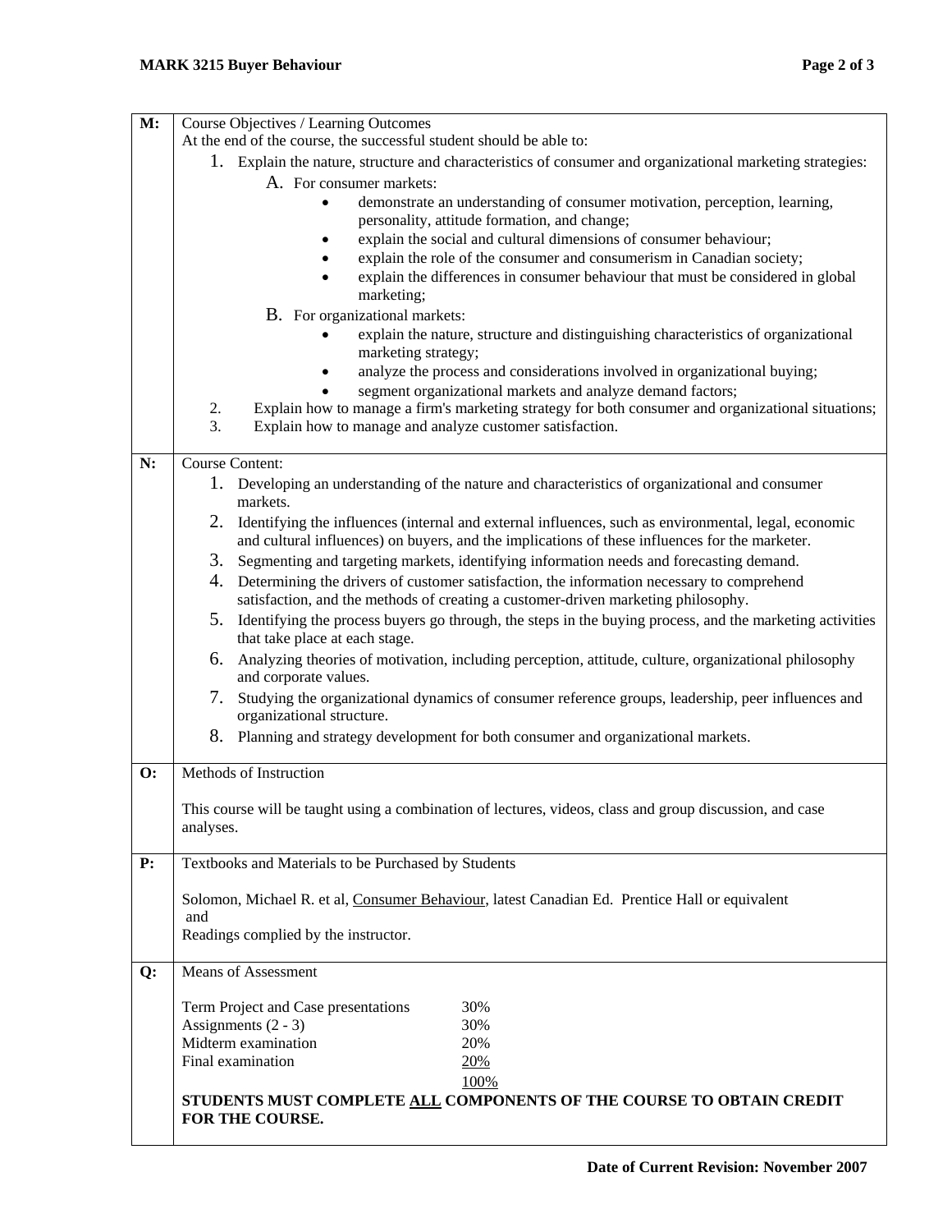**M:** Course Objectives / Learning Outcomes

At the end of the course, the successful student should be able to:

1. Explain the nature, structure and characteristics of consumer and organizational marketing strategies:
   - A. For consumer markets:
     - demonstrate an understanding of consumer motivation, perception, learning, personality, attitude formation, and change;
     - explain the social and cultural dimensions of consumer behaviour;
     - explain the role of the consumer and consumerism in Canadian society;
     - explain the differences in consumer behaviour that must be considered in global marketing;
   - B. For organizational markets:
     - explain the nature, structure and distinguishing characteristics of organizational marketing strategy;
     - analyze the process and considerations involved in organizational buying;
     - segment organizational markets and analyze demand factors;
2. Explain how to manage a firm's marketing strategy for both consumer and organizational situations;
3. Explain how to manage and analyze customer satisfaction.

**N:** Course Content:

1. Developing an understanding of the nature and characteristics of organizational and consumer markets.
2. Identifying the influences (internal and external influences, such as environmental, legal, economic and cultural influences) on buyers, and the implications of these influences for the marketer.
3. Segmenting and targeting markets, identifying information needs and forecasting demand.
4. Determining the drivers of customer satisfaction, the information necessary to comprehend satisfaction, and the methods of creating a customer-driven marketing philosophy.
5. Identifying the process buyers go through, the steps in the buying process, and the marketing activities that take place at each stage.
6. Analyzing theories of motivation, including perception, attitude, culture, organizational philosophy and corporate values.
7. Studying the organizational dynamics of consumer reference groups, leadership, peer influences and organizational structure.
8. Planning and strategy development for both consumer and organizational markets.

**O:** Methods of Instruction

This course will be taught using a combination of lectures, videos, class and group discussion, and case analyses.

**P:** Textbooks and Materials to be Purchased by Students

Solomon, Michael R. et al, Consumer Behaviour, latest Canadian Ed. Prentice Hall or equivalent
and
Readings complied by the instructor.

**Q:** Means of Assessment

| | |
|---|---|
| Term Project and Case presentations | 30% |
| Assignments (2 - 3) | 30% |
| Midterm examination | 20% |
| Final examination | 20% |
| | 100% |

**STUDENTS MUST COMPLETE ALL COMPONENTS OF THE COURSE TO OBTAIN CREDIT FOR THE COURSE.**

**Date of Current Revision: November 2007**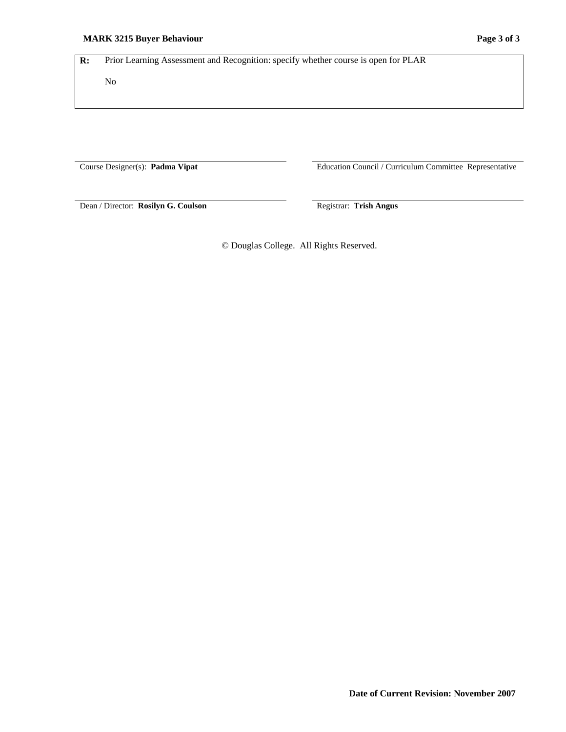**R:** Prior Learning Assessment and Recognition: specify whether course is open for PLAR

No

Course Designer(s): **Padma Vipat**

Education Council / Curriculum Committee Representative

Dean / Director: **Rosilyn G. Coulson**

Registrar: **Trish Angus**

© Douglas College. All Rights Reserved.

**Date of Current Revision: November 2007**